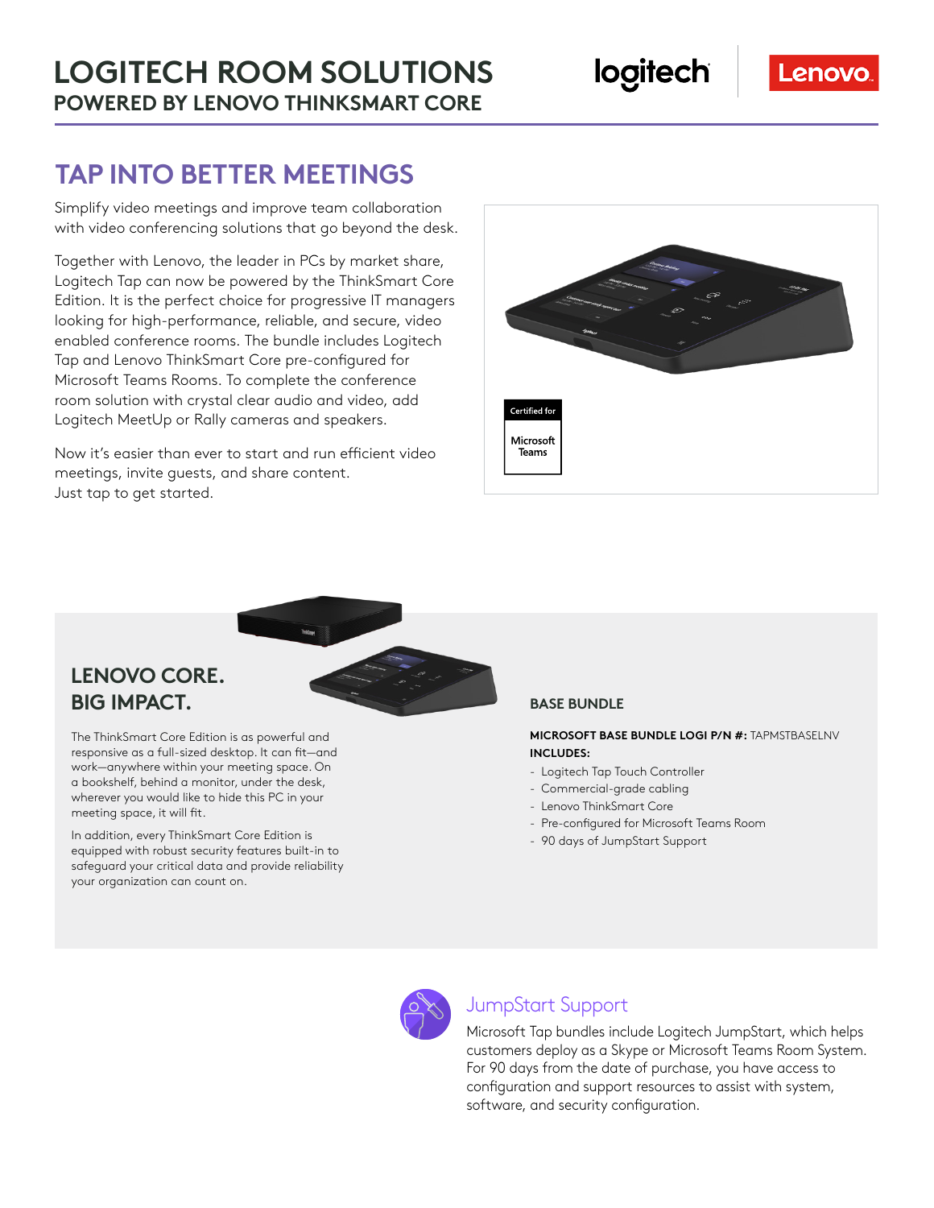# LOGITECH ROOM SOLUTIONS

## POWERED BY LENOVO THINKSMART CORE

## TAP INTO BETTER MEETINGS

Simplify video meetings and improve team collaboration with video conferencing solutions that go beyond the desk.

Together with Lenovo, the leader in PCs by market share, Logitech Tap can now be powered by the ThinkSmart Core Edition. It is the perfect choice for progressive IT managers looking for high-performance, reliable, and secure, video enabled conference rooms. The bundle includes Logitech Tap and Lenovo ThinkSmart Core pre-configured for Microsoft Teams Rooms. To complete the conference room solution with crystal clear audio and video, add Logitech MeetUp or Rally cameras and speakers.

Now it's easier than ever to start and run efficient video meetings, invite guests, and share content. Just tap to get started.

Certified for Microsoft Teams

## LENOVO CORE. BIG IMPACT.

The ThinkSmart Core Edition is as powerful and responsive as a full-sized desktop. It can fit—and work—anywhere within your meeting space. On a bookshelf, behind a monitor, under the desk, wherever you would like to hide this PC in your meeting space, it will fit.

In addition, every ThinkSmart Core Edition is equipped with robust security features built-in to safeguard your critical data and provide reliability your organization can count on.

### BASE BUNDLE

**MICROSOFT BASE BUNDLE LOGI P/N #:** TAPMSTBASELNV

**INCLUDES:**

- Logitech Tap Touch Controller
- Commercial-grade cabling
- Lenovo ThinkSmart Core
- Pre-configured for Microsoft Teams Room
- 90 days of JumpStart Support

### JumpStart Support

Microsoft Tap bundles include Logitech JumpStart, which helps customers deploy as a Skype or Microsoft Teams Room System. For 90 days from the date of purchase, you have access to configuration and support resources to assist with system, software, and security configuration.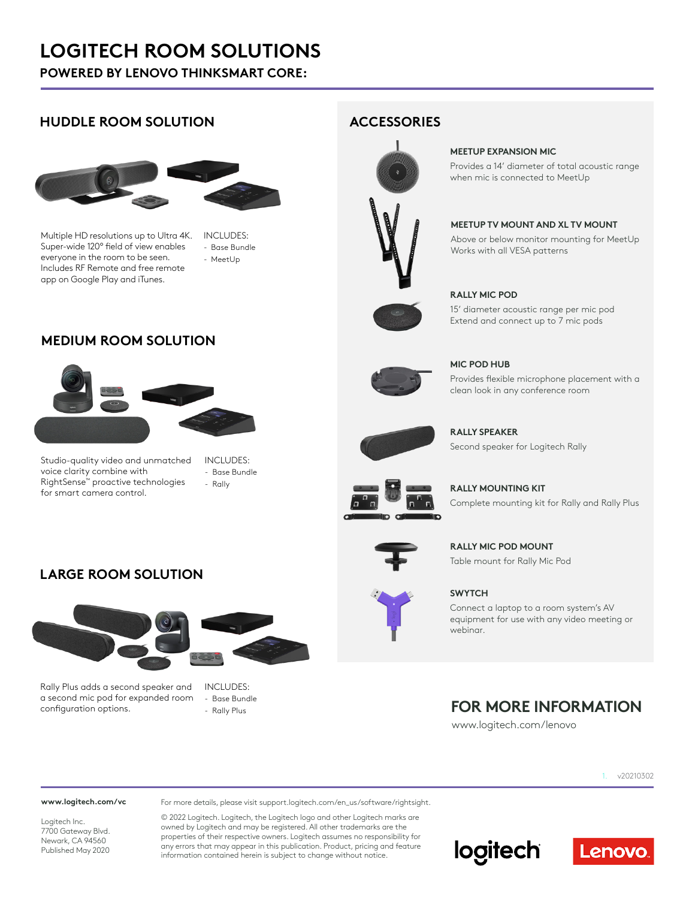# LOGITECH ROOM SOLUTIONS

**POWERED BY LENOVO THINKSMART CORE:**

## HUDDLE ROOM SOLUTION

Multiple HD resolutions up to Ultra 4K. Super-wide 120° field of view enables everyone in the room to be seen. Includes RF Remote and free remote app on Google Play and iTunes.

INCLUDES:
- Base Bundle
- MeetUp

## MEDIUM ROOM SOLUTION

Studio-quality video and unmatched voice clarity combine with RightSense™ proactive technologies for smart camera control.

INCLUDES:
- Base Bundle
- Rally

## LARGE ROOM SOLUTION

Rally Plus adds a second speaker and a second mic pod for expanded room configuration options.

INCLUDES:
- Base Bundle
- Rally Plus

## ACCESSORIES

**MEETUP EXPANSION MIC**
Provides a 14' diameter of total acoustic range when mic is connected to MeetUp

**MEETUP TV MOUNT AND XL TV MOUNT**
Above or below monitor mounting for MeetUp
Works with all VESA patterns

**RALLY MIC POD**
15' diameter acoustic range per mic pod
Extend and connect up to 7 mic pods

**MIC POD HUB**
Provides flexible microphone placement with a clean look in any conference room

**RALLY SPEAKER**
Second speaker for Logitech Rally

**RALLY MOUNTING KIT**
Complete mounting kit for Rally and Rally Plus

**RALLY MIC POD MOUNT**
Table mount for Rally Mic Pod

**SWYTCH**
Connect a laptop to a room system's AV equipment for use with any video meeting or webinar.

## FOR MORE INFORMATION

www.logitech.com/lenovo

v20210302

**www.logitech.com/vc**

Logitech Inc.
7700 Gateway Blvd.
Newark, CA 94560
Published May 2020

For more details, please visit support.logitech.com/en_us/software/rightsight.

© 2022 Logitech. Logitech, the Logitech logo and other Logitech marks are owned by Logitech and may be registered. All other trademarks are the properties of their respective owners. Logitech assumes no responsibility for any errors that may appear in this publication. Product, pricing and feature information contained herein is subject to change without notice.

logitech Lenovo